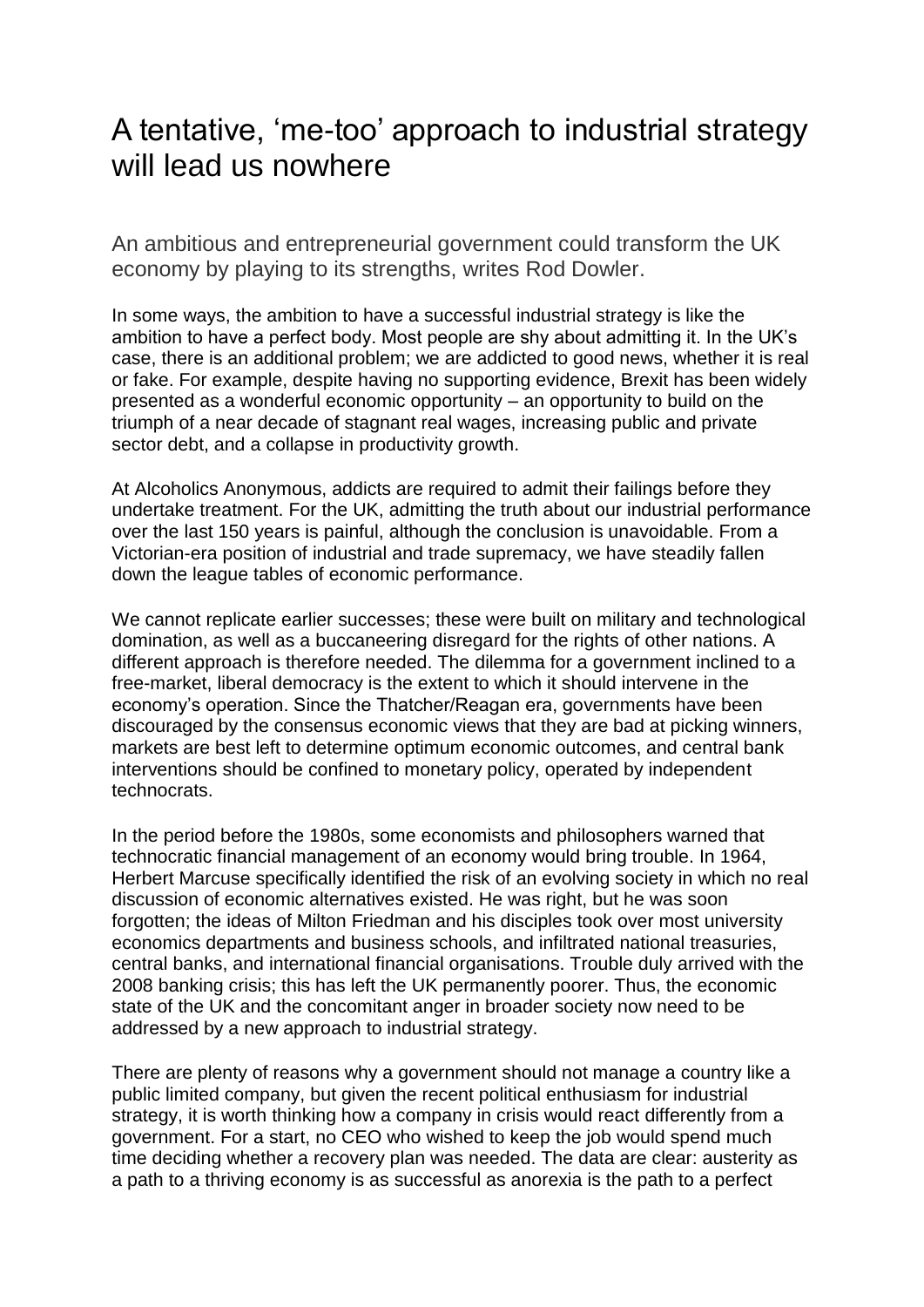# A tentative, 'me-too' approach to industrial strategy will lead us nowhere

An ambitious and entrepreneurial government could transform the UK economy by playing to its strengths, writes Rod Dowler.

In some ways, the ambition to have a successful industrial strategy is like the ambition to have a perfect body. Most people are shy about admitting it. In the UK's case, there is an additional problem; we are addicted to good news, whether it is real or fake. For example, despite having no supporting evidence, Brexit has been widely presented as a wonderful economic opportunity – an opportunity to build on the triumph of a near decade of stagnant real wages, increasing public and private sector debt, and a collapse in productivity growth.

At Alcoholics Anonymous, addicts are required to admit their failings before they undertake treatment. For the UK, admitting the truth about our industrial performance over the last 150 years is painful, although the conclusion is unavoidable. From a Victorian-era position of industrial and trade supremacy, we have steadily fallen down the league tables of economic performance.

We cannot replicate earlier successes; these were built on military and technological domination, as well as a buccaneering disregard for the rights of other nations. A different approach is therefore needed. The dilemma for a government inclined to a free-market, liberal democracy is the extent to which it should intervene in the economy's operation. Since the Thatcher/Reagan era, governments have been discouraged by the consensus economic views that they are bad at picking winners, markets are best left to determine optimum economic outcomes, and central bank interventions should be confined to monetary policy, operated by independent technocrats.

In the period before the 1980s, some economists and philosophers warned that technocratic financial management of an economy would bring trouble. In 1964, Herbert Marcuse specifically identified the risk of an evolving society in which no real discussion of economic alternatives existed. He was right, but he was soon forgotten; the ideas of Milton Friedman and his disciples took over most university economics departments and business schools, and infiltrated national treasuries, central banks, and international financial organisations. Trouble duly arrived with the 2008 banking crisis; this has left the UK permanently poorer. Thus, the economic state of the UK and the concomitant anger in broader society now need to be addressed by a new approach to industrial strategy.

There are plenty of reasons why a government should not manage a country like a public limited company, but given the recent political enthusiasm for industrial strategy, it is worth thinking how a company in crisis would react differently from a government. For a start, no CEO who wished to keep the job would spend much time deciding whether a recovery plan was needed. The data are clear: austerity as a path to a thriving economy is as successful as anorexia is the path to a perfect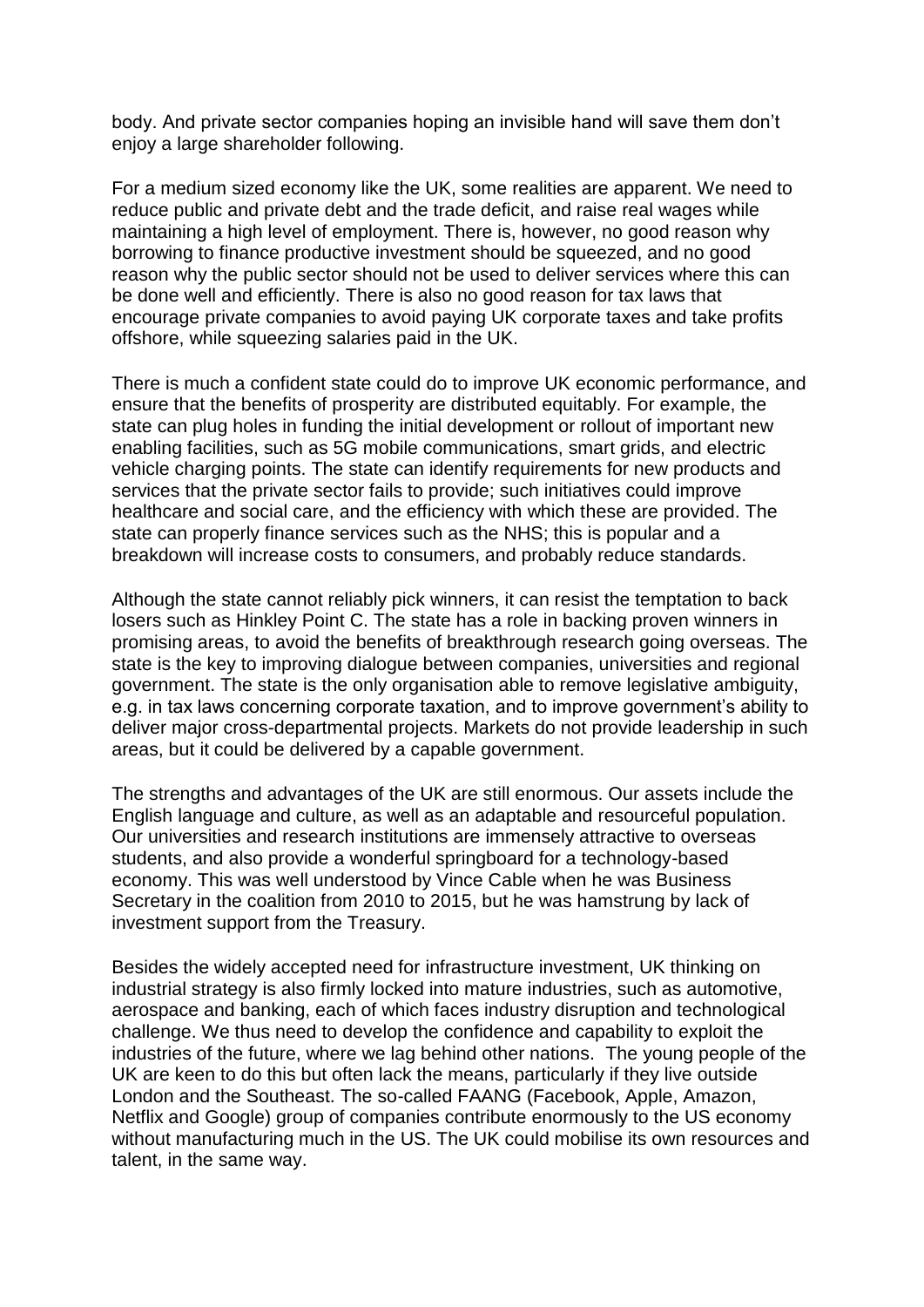body. And private sector companies hoping an invisible hand will save them don't enjoy a large shareholder following.

For a medium sized economy like the UK, some realities are apparent. We need to reduce public and private debt and the trade deficit, and raise real wages while maintaining a high level of employment. There is, however, no good reason why borrowing to finance productive investment should be squeezed, and no good reason why the public sector should not be used to deliver services where this can be done well and efficiently. There is also no good reason for tax laws that encourage private companies to avoid paying UK corporate taxes and take profits offshore, while squeezing salaries paid in the UK.

There is much a confident state could do to improve UK economic performance, and ensure that the benefits of prosperity are distributed equitably. For example, the state can plug holes in funding the initial development or rollout of important new enabling facilities, such as 5G mobile communications, smart grids, and electric vehicle charging points. The state can identify requirements for new products and services that the private sector fails to provide; such initiatives could improve healthcare and social care, and the efficiency with which these are provided. The state can properly finance services such as the NHS; this is popular and a breakdown will increase costs to consumers, and probably reduce standards.

Although the state cannot reliably pick winners, it can resist the temptation to back losers such as Hinkley Point C. The state has a role in backing proven winners in promising areas, to avoid the benefits of breakthrough research going overseas. The state is the key to improving dialogue between companies, universities and regional government. The state is the only organisation able to remove legislative ambiguity, e.g. in tax laws concerning corporate taxation, and to improve government's ability to deliver major cross-departmental projects. Markets do not provide leadership in such areas, but it could be delivered by a capable government.

The strengths and advantages of the UK are still enormous. Our assets include the English language and culture, as well as an adaptable and resourceful population. Our universities and research institutions are immensely attractive to overseas students, and also provide a wonderful springboard for a technology-based economy. This was well understood by Vince Cable when he was Business Secretary in the coalition from 2010 to 2015, but he was hamstrung by lack of investment support from the Treasury.

Besides the widely accepted need for infrastructure investment, UK thinking on industrial strategy is also firmly locked into mature industries, such as automotive, aerospace and banking, each of which faces industry disruption and technological challenge. We thus need to develop the confidence and capability to exploit the industries of the future, where we lag behind other nations. The young people of the UK are keen to do this but often lack the means, particularly if they live outside London and the Southeast. The so-called FAANG (Facebook, Apple, Amazon, Netflix and Google) group of companies contribute enormously to the US economy without manufacturing much in the US. The UK could mobilise its own resources and talent, in the same way.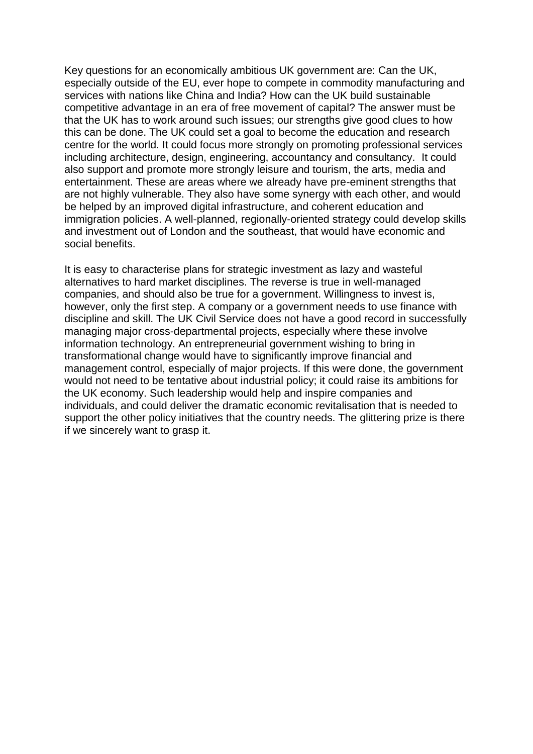Key questions for an economically ambitious UK government are: Can the UK, especially outside of the EU, ever hope to compete in commodity manufacturing and services with nations like China and India? How can the UK build sustainable competitive advantage in an era of free movement of capital? The answer must be that the UK has to work around such issues; our strengths give good clues to how this can be done. The UK could set a goal to become the education and research centre for the world. It could focus more strongly on promoting professional services including architecture, design, engineering, accountancy and consultancy. It could also support and promote more strongly leisure and tourism, the arts, media and entertainment. These are areas where we already have pre-eminent strengths that are not highly vulnerable. They also have some synergy with each other, and would be helped by an improved digital infrastructure, and coherent education and immigration policies. A well-planned, regionally-oriented strategy could develop skills and investment out of London and the southeast, that would have economic and social benefits.

It is easy to characterise plans for strategic investment as lazy and wasteful alternatives to hard market disciplines. The reverse is true in well-managed companies, and should also be true for a government. Willingness to invest is, however, only the first step. A company or a government needs to use finance with discipline and skill. The UK Civil Service does not have a good record in successfully managing major cross-departmental projects, especially where these involve information technology. An entrepreneurial government wishing to bring in transformational change would have to significantly improve financial and management control, especially of major projects. If this were done, the government would not need to be tentative about industrial policy; it could raise its ambitions for the UK economy. Such leadership would help and inspire companies and individuals, and could deliver the dramatic economic revitalisation that is needed to support the other policy initiatives that the country needs. The glittering prize is there if we sincerely want to grasp it.